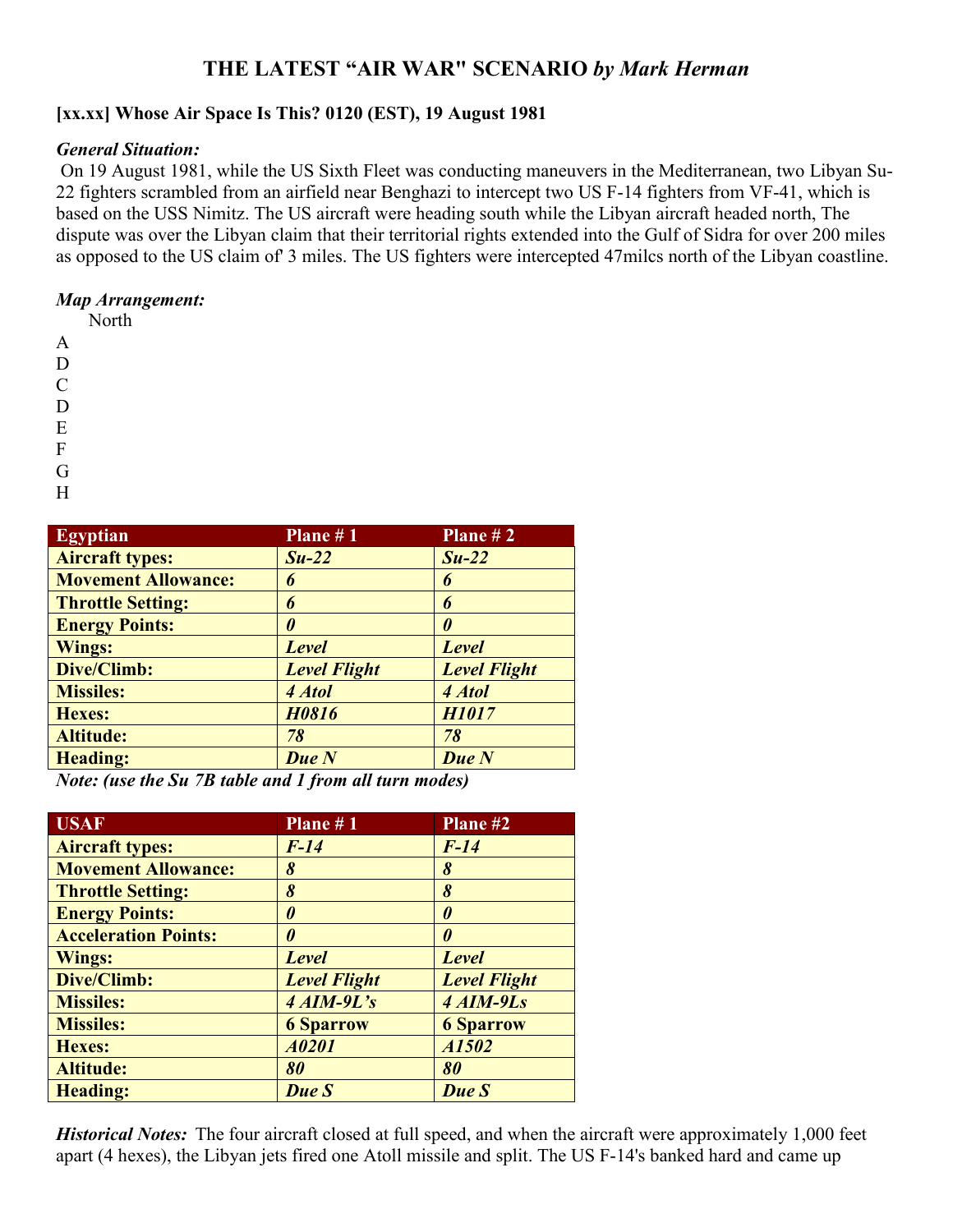# THE LATEST "AIR WAR" SCENARIO *by Mark Herman*

### [xx.xx] Whose Air Space Is This? 0120 (EST), 19 August 1981

***General Situation:***

On 19 August 1981, while the US Sixth Fleet was conducting maneuvers in the Mediterranean, two Libyan Su-22 fighters scrambled from an airfield near Benghazi to intercept two US F-14 fighters from VF-41, which is based on the USS Nimitz. The US aircraft were heading south while the Libyan aircraft headed north, The dispute was over the Libyan claim that their territorial rights extended into the Gulf of Sidra for over 200 miles as opposed to the US claim of' 3 miles. The US fighters were intercepted 47milcs north of the Libyan coastline.

***Map Arrangement:***

North
A
D
C
D
E
F
G
H

| Egyptian | Plane # 1 | Plane # 2 |
|---|---|---|
| **Aircraft types:** | ***Su-22*** | ***Su-22*** |
| **Movement Allowance:** | ***6*** | ***6*** |
| **Throttle Setting:** | ***6*** | ***6*** |
| **Energy Points:** | ***0*** | ***0*** |
| **Wings:** | ***Level*** | ***Level*** |
| **Dive/Climb:** | ***Level Flight*** | ***Level Flight*** |
| **Missiles:** | ***4 Atol*** | ***4 Atol*** |
| **Hexes:** | ***H0816*** | ***H1017*** |
| **Altitude:** | ***78*** | ***78*** |
| **Heading:** | ***Due N*** | ***Due N*** |

***Note: (use the Su 7B table and 1 from all turn modes)***

| USAF | Plane # 1 | Plane #2 |
|---|---|---|
| **Aircraft types:** | ***F-14*** | ***F-14*** |
| **Movement Allowance:** | ***8*** | ***8*** |
| **Throttle Setting:** | ***8*** | ***8*** |
| **Energy Points:** | ***0*** | ***0*** |
| **Acceleration Points:** | ***0*** | ***0*** |
| **Wings:** | ***Level*** | ***Level*** |
| **Dive/Climb:** | ***Level Flight*** | ***Level Flight*** |
| **Missiles:** | ***4 AIM-9L's*** | ***4 AIM-9Ls*** |
| **Missiles:** | **6 Sparrow** | **6 Sparrow** |
| **Hexes:** | ***A0201*** | ***A1502*** |
| **Altitude:** | ***80*** | ***80*** |
| **Heading:** | ***Due S*** | ***Due S*** |

***Historical Notes:*** The four aircraft closed at full speed, and when the aircraft were approximately 1,000 feet apart (4 hexes), the Libyan jets fired one Atoll missile and split. The US F-14's banked hard and came up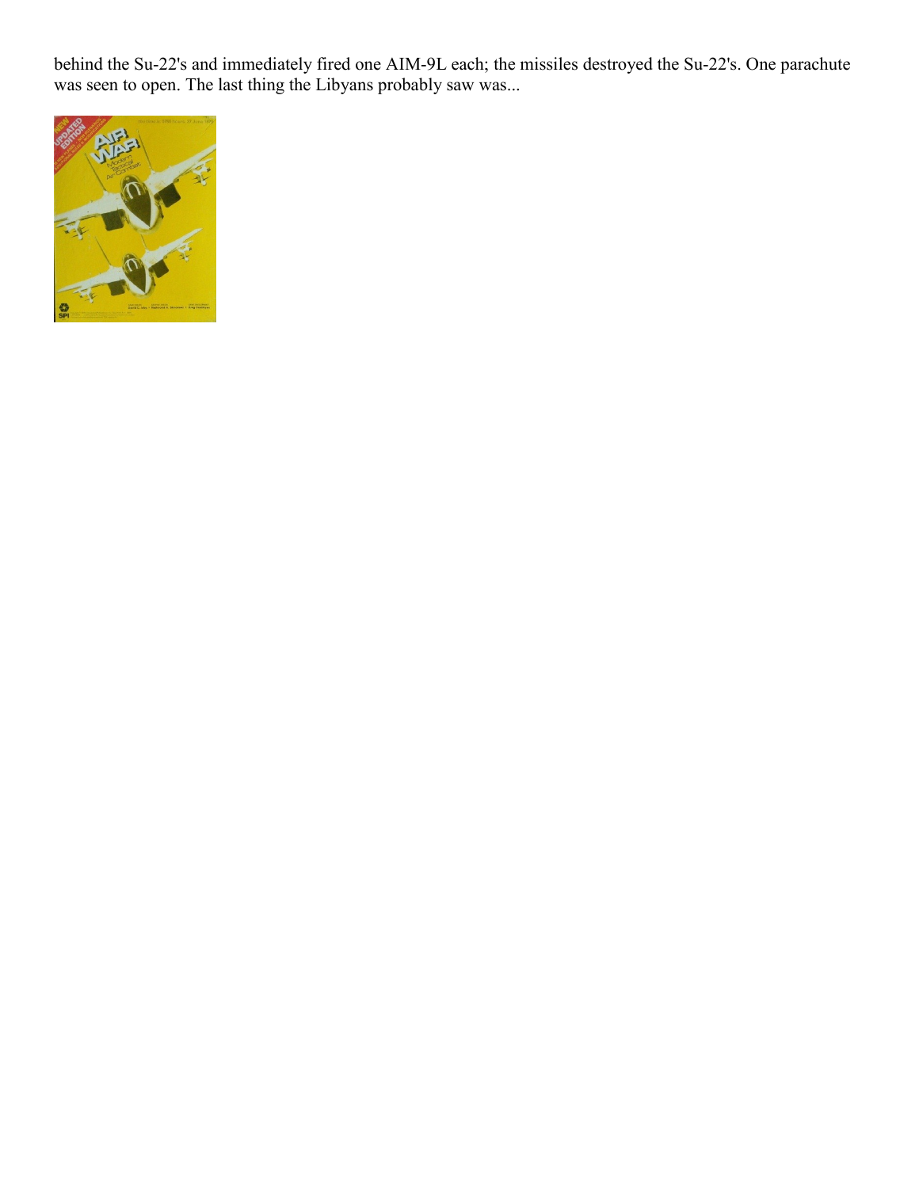behind the Su-22's and immediately fired one AIM-9L each; the missiles destroyed the Su-22's. One parachute was seen to open. The last thing the Libyans probably saw was...